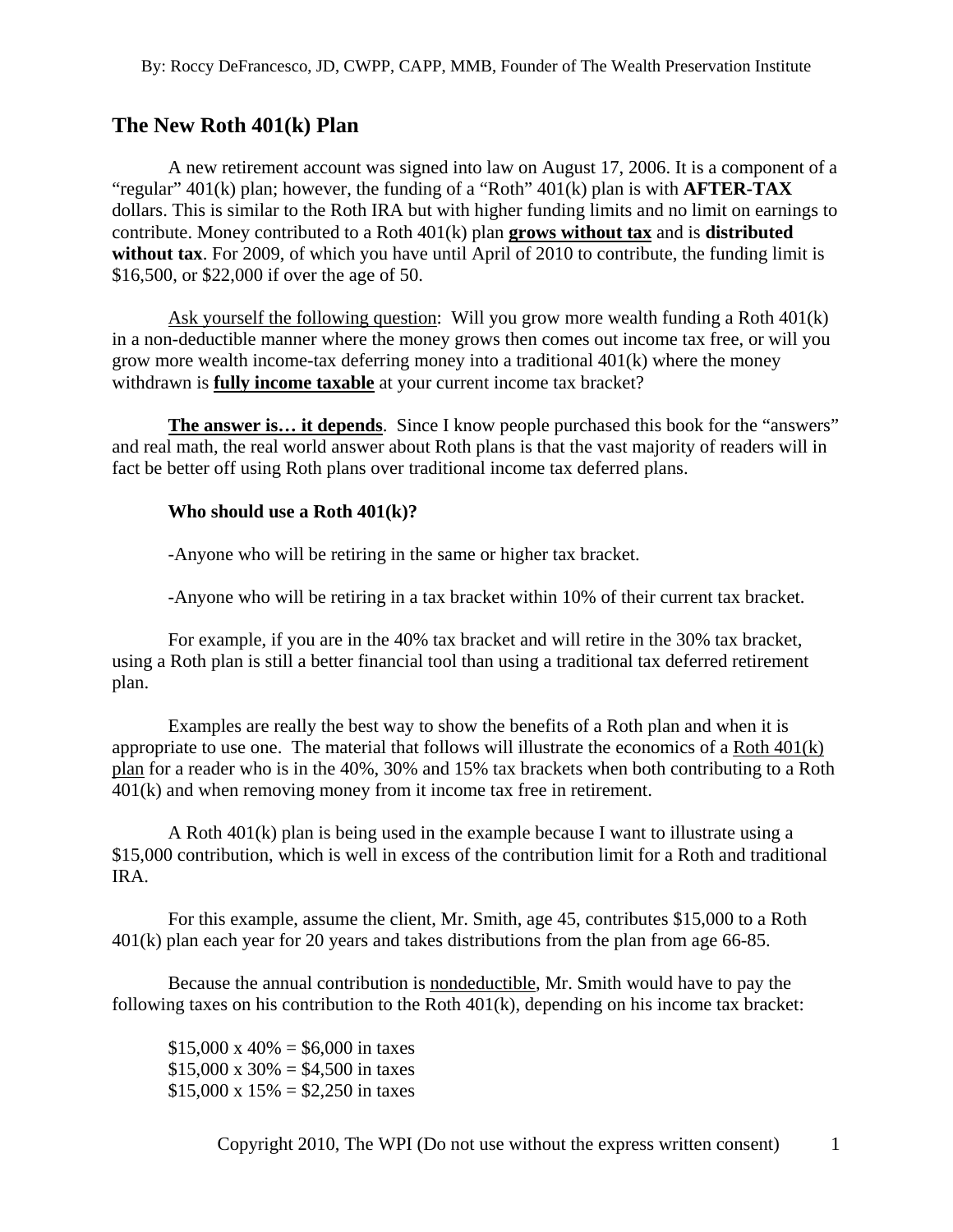By: Roccy DeFrancesco, JD, CWPP, CAPP, MMB, Founder of The Wealth Preservation Institute

## The New Roth 401(k) Plan

A new retirement account was signed into law on August 17, 2006. It is a component of a "regular" 401(k) plan; however, the funding of a "Roth" 401(k) plan is with **AFTER-TAX** dollars. This is similar to the Roth IRA but with higher funding limits and no limit on earnings to contribute. Money contributed to a Roth 401(k) plan **grows without tax** and is **distributed without tax**. For 2009, of which you have until April of 2010 to contribute, the funding limit is $16,500, or $22,000 if over the age of 50.

Ask yourself the following question: Will you grow more wealth funding a Roth 401(k) in a non-deductible manner where the money grows then comes out income tax free, or will you grow more wealth income-tax deferring money into a traditional 401(k) where the money withdrawn is **fully income taxable** at your current income tax bracket?

**The answer is… it depends**. Since I know people purchased this book for the "answers" and real math, the real world answer about Roth plans is that the vast majority of readers will in fact be better off using Roth plans over traditional income tax deferred plans.

**Who should use a Roth 401(k)?**

-Anyone who will be retiring in the same or higher tax bracket.

-Anyone who will be retiring in a tax bracket within 10% of their current tax bracket.

For example, if you are in the 40% tax bracket and will retire in the 30% tax bracket, using a Roth plan is still a better financial tool than using a traditional tax deferred retirement plan.

Examples are really the best way to show the benefits of a Roth plan and when it is appropriate to use one. The material that follows will illustrate the economics of a Roth 401(k) plan for a reader who is in the 40%, 30% and 15% tax brackets when both contributing to a Roth 401(k) and when removing money from it income tax free in retirement.

A Roth 401(k) plan is being used in the example because I want to illustrate using a $15,000 contribution, which is well in excess of the contribution limit for a Roth and traditional IRA.

For this example, assume the client, Mr. Smith, age 45, contributes $15,000 to a Roth 401(k) plan each year for 20 years and takes distributions from the plan from age 66-85.

Because the annual contribution is nondeductible, Mr. Smith would have to pay the following taxes on his contribution to the Roth 401(k), depending on his income tax bracket:

$15,000 x 40% = $6,000 in taxes
$15,000 x 30% = $4,500 in taxes
$15,000 x 15% = $2,250 in taxes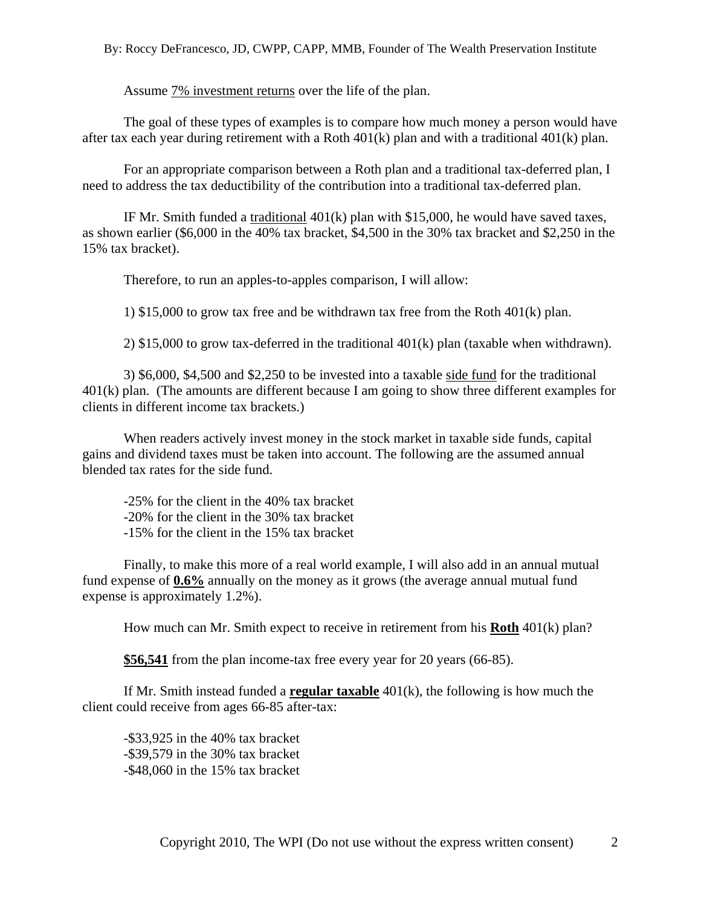Assume <u>7% investment returns</u> over the life of the plan.

The goal of these types of examples is to compare how much money a person would have after tax each year during retirement with a Roth 401(k) plan and with a traditional 401(k) plan.

For an appropriate comparison between a Roth plan and a traditional tax-deferred plan, I need to address the tax deductibility of the contribution into a traditional tax-deferred plan.

IF Mr. Smith funded a <u>traditional</u> 401(k) plan with $15,000, he would have saved taxes, as shown earlier ($6,000 in the 40% tax bracket, $4,500 in the 30% tax bracket and $2,250 in the 15% tax bracket).

Therefore, to run an apples-to-apples comparison, I will allow:

1) $15,000 to grow tax free and be withdrawn tax free from the Roth 401(k) plan.

2) $15,000 to grow tax-deferred in the traditional 401(k) plan (taxable when withdrawn).

3) $6,000, $4,500 and $2,250 to be invested into a taxable <u>side fund</u> for the traditional 401(k) plan. (The amounts are different because I am going to show three different examples for clients in different income tax brackets.)

When readers actively invest money in the stock market in taxable side funds, capital gains and dividend taxes must be taken into account. The following are the assumed annual blended tax rates for the side fund.

-25% for the client in the 40% tax bracket
-20% for the client in the 30% tax bracket
-15% for the client in the 15% tax bracket

Finally, to make this more of a real world example, I will also add in an annual mutual fund expense of **<u>0.6%</u>** annually on the money as it grows (the average annual mutual fund expense is approximately 1.2%).

How much can Mr. Smith expect to receive in retirement from his **<u>Roth</u>** 401(k) plan?

**<u>$56,541</u>** from the plan income-tax free every year for 20 years (66-85).

If Mr. Smith instead funded a **<u>regular taxable</u>** 401(k), the following is how much the client could receive from ages 66-85 after-tax:

-$33,925 in the 40% tax bracket
-$39,579 in the 30% tax bracket
-$48,060 in the 15% tax bracket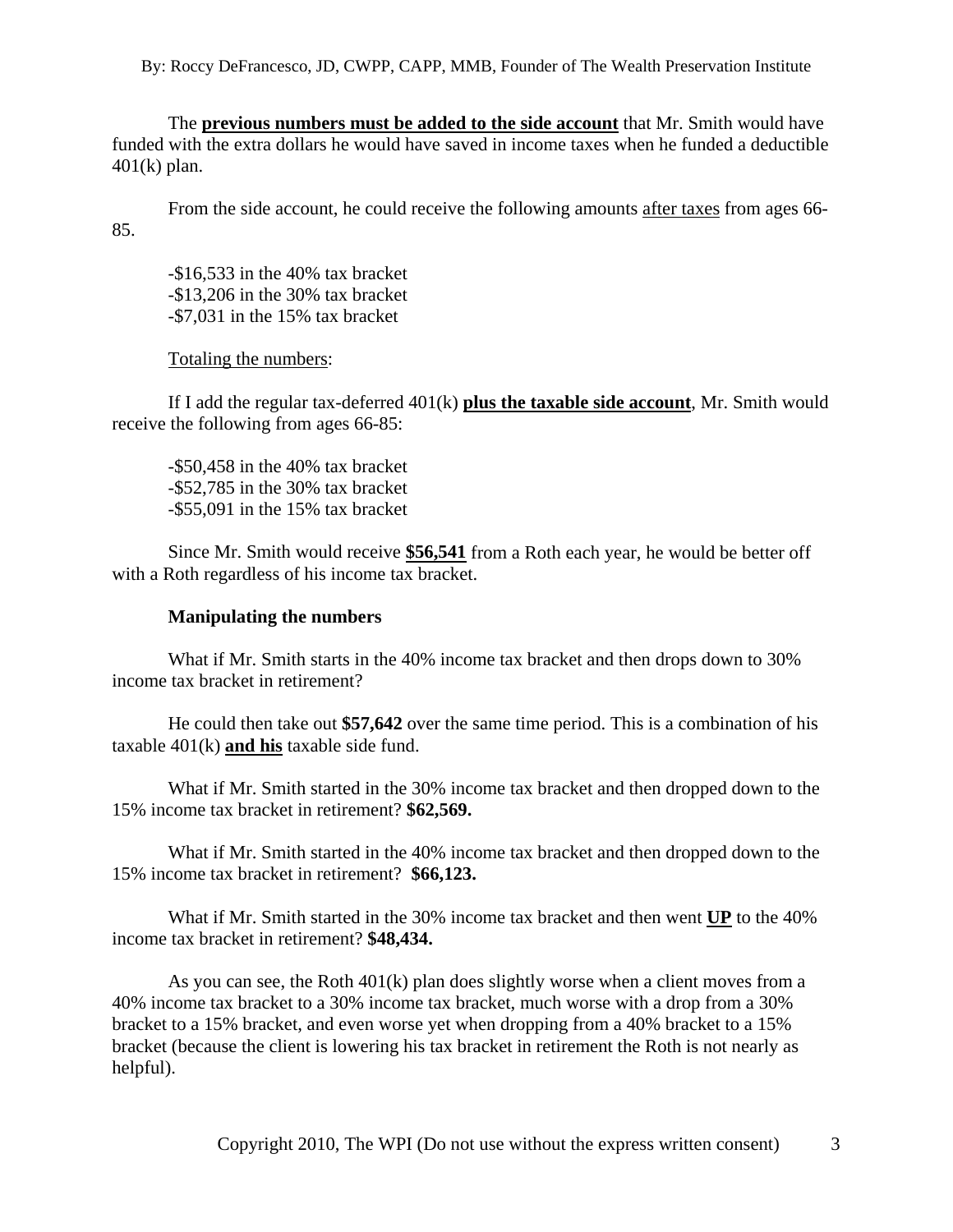The **previous numbers must be added to the side account** that Mr. Smith would have funded with the extra dollars he would have saved in income taxes when he funded a deductible 401(k) plan.

From the side account, he could receive the following amounts after taxes from ages 66-85.

-$16,533 in the 40% tax bracket
-$13,206 in the 30% tax bracket
-$7,031 in the 15% tax bracket

Totaling the numbers:

If I add the regular tax-deferred 401(k) **plus the taxable side account**, Mr. Smith would receive the following from ages 66-85:

-$50,458 in the 40% tax bracket
-$52,785 in the 30% tax bracket
-$55,091 in the 15% tax bracket

Since Mr. Smith would receive **$56,541** from a Roth each year, he would be better off with a Roth regardless of his income tax bracket.

**Manipulating the numbers**

What if Mr. Smith starts in the 40% income tax bracket and then drops down to 30% income tax bracket in retirement?

He could then take out **$57,642** over the same time period. This is a combination of his taxable 401(k) **and his** taxable side fund.

What if Mr. Smith started in the 30% income tax bracket and then dropped down to the 15% income tax bracket in retirement? **$62,569.**

What if Mr. Smith started in the 40% income tax bracket and then dropped down to the 15% income tax bracket in retirement? **$66,123.**

What if Mr. Smith started in the 30% income tax bracket and then went **UP** to the 40% income tax bracket in retirement? **$48,434.**

As you can see, the Roth 401(k) plan does slightly worse when a client moves from a 40% income tax bracket to a 30% income tax bracket, much worse with a drop from a 30% bracket to a 15% bracket, and even worse yet when dropping from a 40% bracket to a 15% bracket (because the client is lowering his tax bracket in retirement the Roth is not nearly as helpful).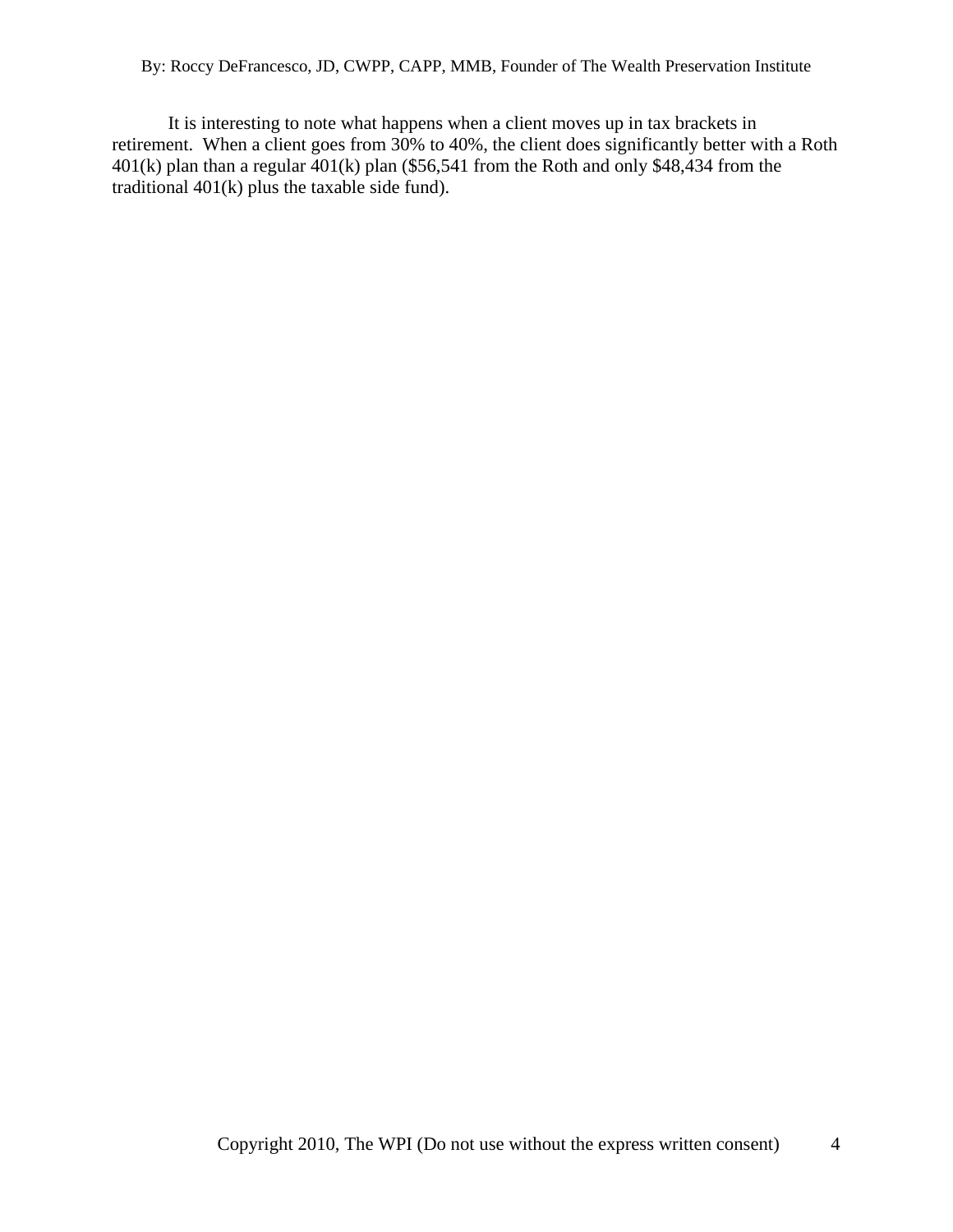It is interesting to note what happens when a client moves up in tax brackets in retirement. When a client goes from 30% to 40%, the client does significantly better with a Roth 401(k) plan than a regular 401(k) plan ($56,541 from the Roth and only $48,434 from the traditional 401(k) plus the taxable side fund).